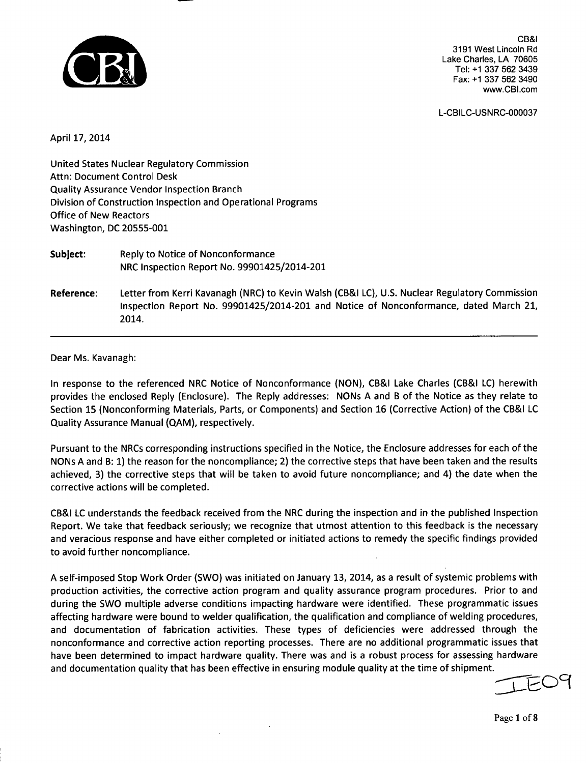CB&I
3191 West Lincoln Rd
Lake Charles, LA 70605
Tel: +1 337 562 3439
Fax: +1 337 562 3490
www.CBI.com

L-CBILC-USNRC-000037

April 17, 2014

United States Nuclear Regulatory Commission
Attn: Document Control Desk
Quality Assurance Vendor Inspection Branch
Division of Construction Inspection and Operational Programs
Office of New Reactors
Washington, DC 20555-001

**Subject:** Reply to Notice of Nonconformance
NRC Inspection Report No. 99901425/2014-201

**Reference:** Letter from Kerri Kavanagh (NRC) to Kevin Walsh (CB&I LC), U.S. Nuclear Regulatory Commission Inspection Report No. 99901425/2014-201 and Notice of Nonconformance, dated March 21, 2014.

---

Dear Ms. Kavanagh:

In response to the referenced NRC Notice of Nonconformance (NON), CB&I Lake Charles (CB&I LC) herewith provides the enclosed Reply (Enclosure). The Reply addresses: NONs A and B of the Notice as they relate to Section 15 (Nonconforming Materials, Parts, or Components) and Section 16 (Corrective Action) of the CB&I LC Quality Assurance Manual (QAM), respectively.

Pursuant to the NRCs corresponding instructions specified in the Notice, the Enclosure addresses for each of the NONs A and B: 1) the reason for the noncompliance; 2) the corrective steps that have been taken and the results achieved, 3) the corrective steps that will be taken to avoid future noncompliance; and 4) the date when the corrective actions will be completed.

CB&I LC understands the feedback received from the NRC during the inspection and in the published Inspection Report. We take that feedback seriously; we recognize that utmost attention to this feedback is the necessary and veracious response and have either completed or initiated actions to remedy the specific findings provided to avoid further noncompliance.

A self-imposed Stop Work Order (SWO) was initiated on January 13, 2014, as a result of systemic problems with production activities, the corrective action program and quality assurance program procedures. Prior to and during the SWO multiple adverse conditions impacting hardware were identified. These programmatic issues affecting hardware were bound to welder qualification, the qualification and compliance of welding procedures, and documentation of fabrication activities. These types of deficiencies were addressed through the nonconformance and corrective action reporting processes. There are no additional programmatic issues that have been determined to impact hardware quality. There was and is a robust process for assessing hardware and documentation quality that has been effective in ensuring module quality at the time of shipment.

IE09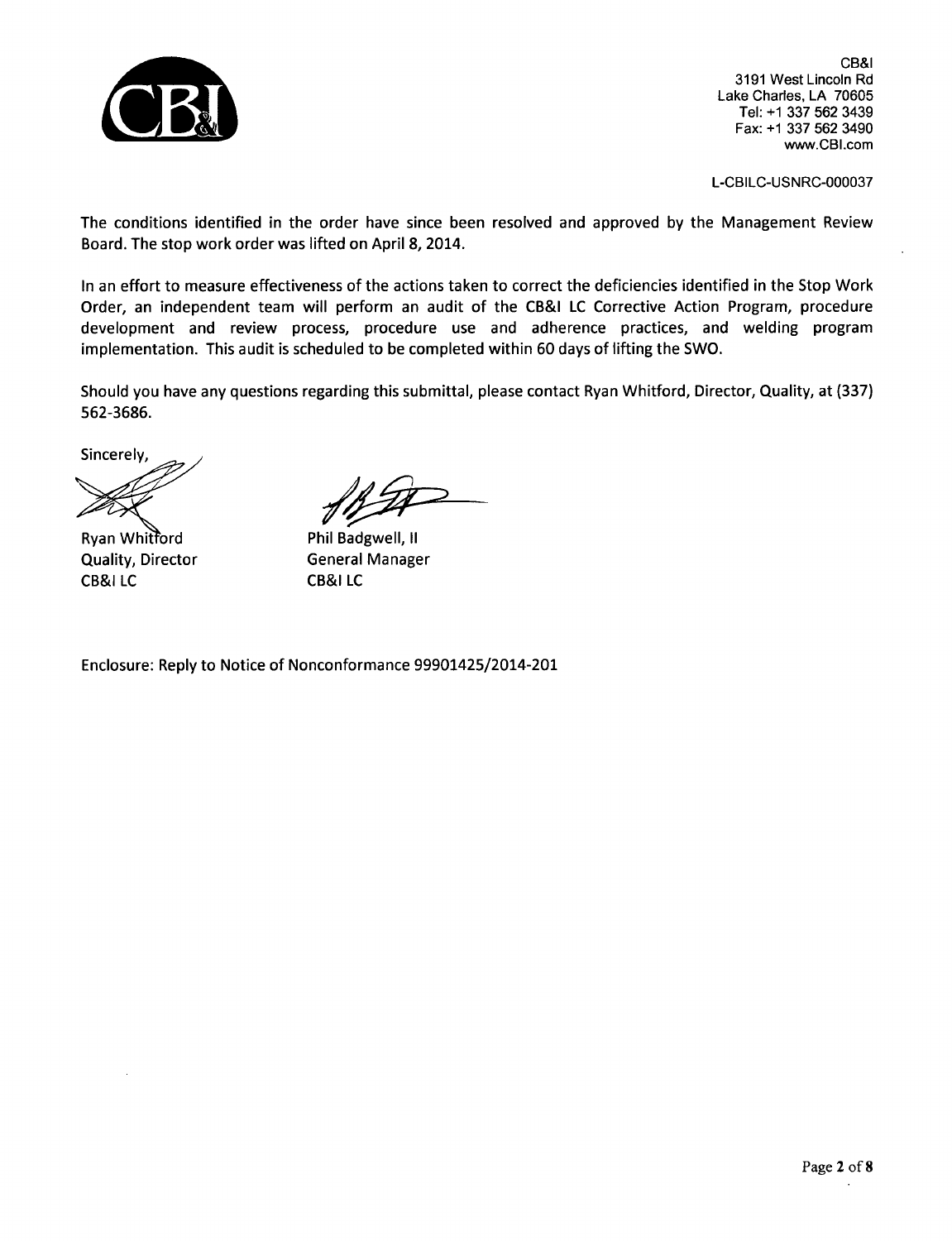CB&I
3191 West Lincoln Rd
Lake Charles, LA 70605
Tel: +1 337 562 3439
Fax: +1 337 562 3490
www.CBI.com

L-CBILC-USNRC-000037

The conditions identified in the order have since been resolved and approved by the Management Review Board. The stop work order was lifted on April 8, 2014.

In an effort to measure effectiveness of the actions taken to correct the deficiencies identified in the Stop Work Order, an independent team will perform an audit of the CB&I LC Corrective Action Program, procedure development and review process, procedure use and adherence practices, and welding program implementation. This audit is scheduled to be completed within 60 days of lifting the SWO.

Should you have any questions regarding this submittal, please contact Ryan Whitford, Director, Quality, at (337) 562-3686.

Sincerely,

Ryan Whitford
Quality, Director
CB&I LC

Phil Badgwell, II
General Manager
CB&I LC

Enclosure: Reply to Notice of Nonconformance 99901425/2014-201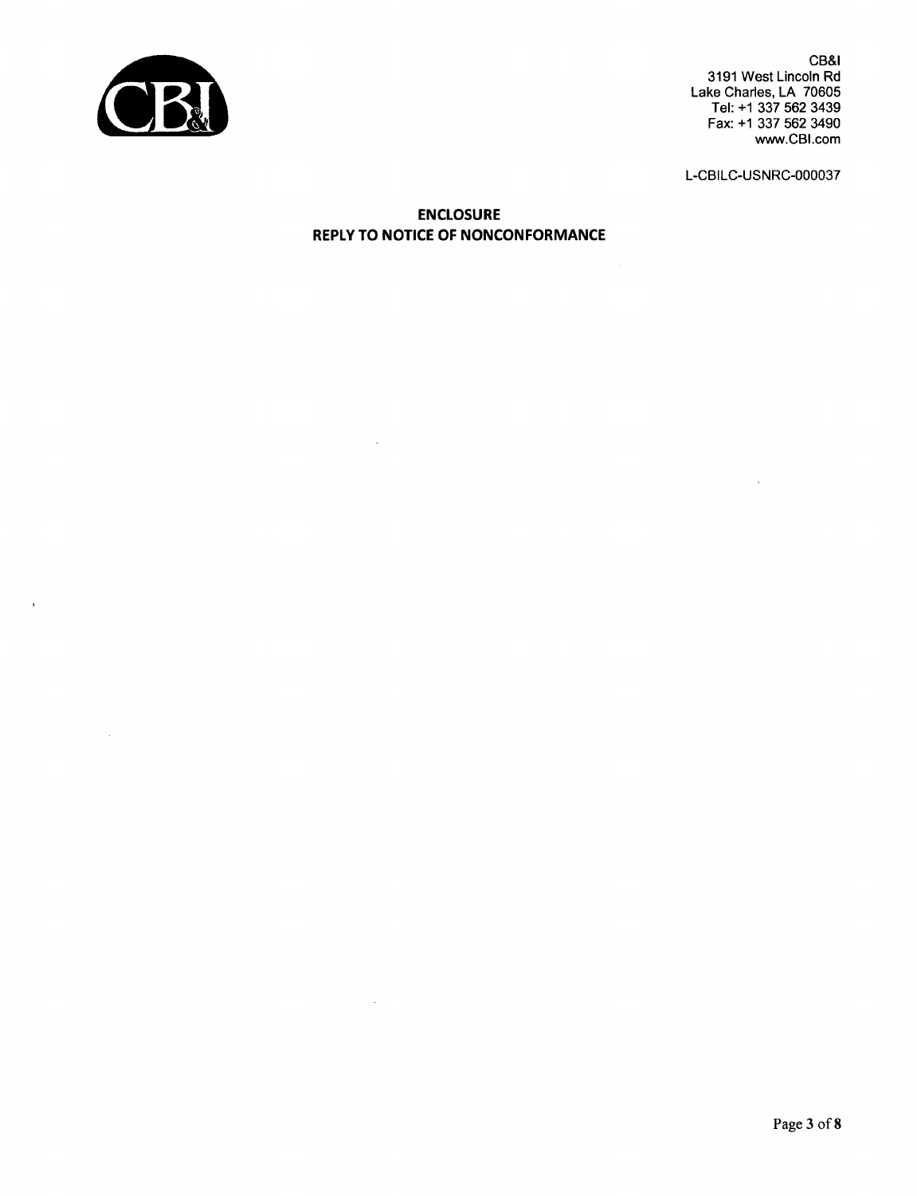CB&I
3191 West Lincoln Rd
Lake Charles, LA 70605
Tel: +1 337 562 3439
Fax: +1 337 562 3490
www.CBI.com

L-CBILC-USNRC-000037

## ENCLOSURE
## REPLY TO NOTICE OF NONCONFORMANCE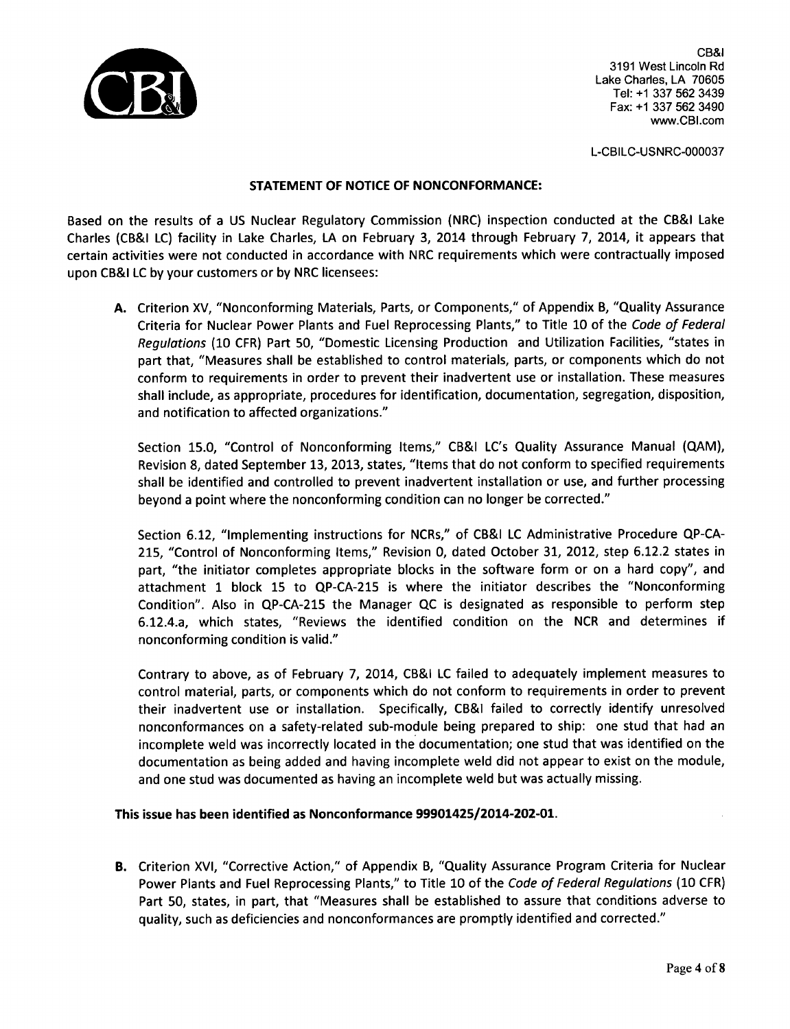CB&I
3191 West Lincoln Rd
Lake Charles, LA 70605
Tel: +1 337 562 3439
Fax: +1 337 562 3490
www.CBI.com

L-CBILC-USNRC-000037

**STATEMENT OF NOTICE OF NONCONFORMANCE:**

Based on the results of a US Nuclear Regulatory Commission (NRC) inspection conducted at the CB&I Lake Charles (CB&I LC) facility in Lake Charles, LA on February 3, 2014 through February 7, 2014, it appears that certain activities were not conducted in accordance with NRC requirements which were contractually imposed upon CB&I LC by your customers or by NRC licensees:

**A.** Criterion XV, "Nonconforming Materials, Parts, or Components," of Appendix B, "Quality Assurance Criteria for Nuclear Power Plants and Fuel Reprocessing Plants," to Title 10 of the *Code of Federal Regulations* (10 CFR) Part 50, "Domestic Licensing Production and Utilization Facilities, "states in part that, "Measures shall be established to control materials, parts, or components which do not conform to requirements in order to prevent their inadvertent use or installation. These measures shall include, as appropriate, procedures for identification, documentation, segregation, disposition, and notification to affected organizations."

Section 15.0, "Control of Nonconforming Items," CB&I LC's Quality Assurance Manual (QAM), Revision 8, dated September 13, 2013, states, "Items that do not conform to specified requirements shall be identified and controlled to prevent inadvertent installation or use, and further processing beyond a point where the nonconforming condition can no longer be corrected."

Section 6.12, "Implementing instructions for NCRs," of CB&I LC Administrative Procedure QP-CA-215, "Control of Nonconforming Items," Revision 0, dated October 31, 2012, step 6.12.2 states in part, "the initiator completes appropriate blocks in the software form or on a hard copy", and attachment 1 block 15 to QP-CA-215 is where the initiator describes the "Nonconforming Condition". Also in QP-CA-215 the Manager QC is designated as responsible to perform step 6.12.4.a, which states, "Reviews the identified condition on the NCR and determines if nonconforming condition is valid."

Contrary to above, as of February 7, 2014, CB&I LC failed to adequately implement measures to control material, parts, or components which do not conform to requirements in order to prevent their inadvertent use or installation. Specifically, CB&I failed to correctly identify unresolved nonconformances on a safety-related sub-module being prepared to ship: one stud that had an incomplete weld was incorrectly located in the documentation; one stud that was identified on the documentation as being added and having incomplete weld did not appear to exist on the module, and one stud was documented as having an incomplete weld but was actually missing.

**This issue has been identified as Nonconformance 99901425/2014-202-01.**

**B.** Criterion XVI, "Corrective Action," of Appendix B, "Quality Assurance Program Criteria for Nuclear Power Plants and Fuel Reprocessing Plants," to Title 10 of the *Code of Federal Regulations* (10 CFR) Part 50, states, in part, that "Measures shall be established to assure that conditions adverse to quality, such as deficiencies and nonconformances are promptly identified and corrected."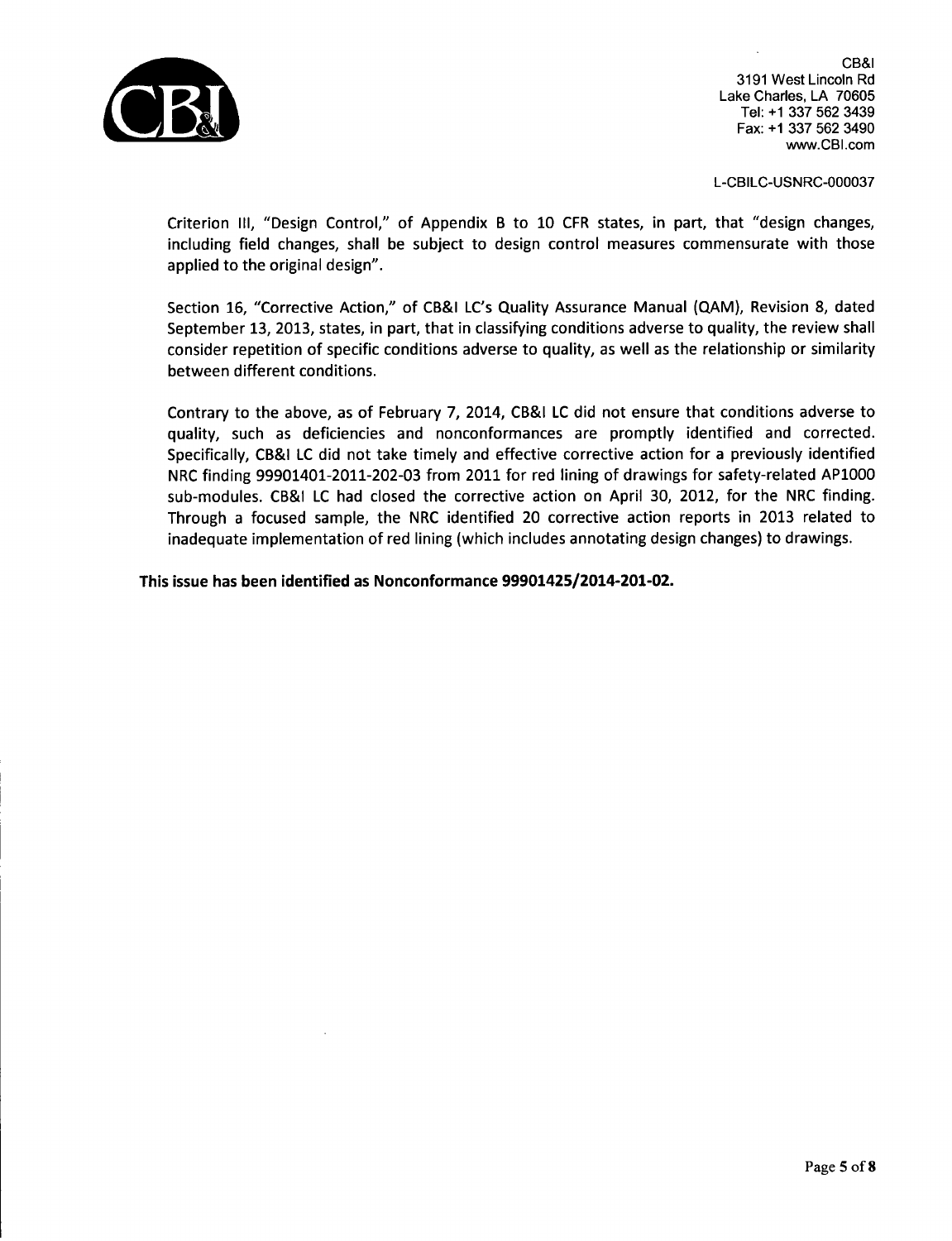CB&I
3191 West Lincoln Rd
Lake Charles, LA 70605
Tel: +1 337 562 3439
Fax: +1 337 562 3490
www.CBI.com

L-CBILC-USNRC-000037

Criterion III, "Design Control," of Appendix B to 10 CFR states, in part, that "design changes, including field changes, shall be subject to design control measures commensurate with those applied to the original design".

Section 16, "Corrective Action," of CB&I LC's Quality Assurance Manual (QAM), Revision 8, dated September 13, 2013, states, in part, that in classifying conditions adverse to quality, the review shall consider repetition of specific conditions adverse to quality, as well as the relationship or similarity between different conditions.

Contrary to the above, as of February 7, 2014, CB&I LC did not ensure that conditions adverse to quality, such as deficiencies and nonconformances are promptly identified and corrected. Specifically, CB&I LC did not take timely and effective corrective action for a previously identified NRC finding 99901401-2011-202-03 from 2011 for red lining of drawings for safety-related AP1000 sub-modules. CB&I LC had closed the corrective action on April 30, 2012, for the NRC finding. Through a focused sample, the NRC identified 20 corrective action reports in 2013 related to inadequate implementation of red lining (which includes annotating design changes) to drawings.

**This issue has been identified as Nonconformance 99901425/2014-201-02.**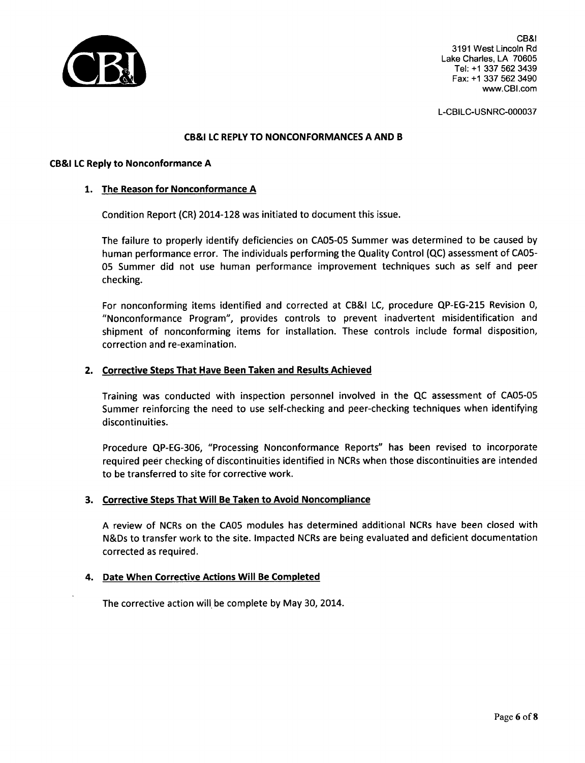CB&I
3191 West Lincoln Rd
Lake Charles, LA 70605
Tel: +1 337 562 3439
Fax: +1 337 562 3490
www.CBI.com

L-CBILC-USNRC-000037

## CB&I LC REPLY TO NONCONFORMANCES A AND B

### CB&I LC Reply to Nonconformance A

1. **The Reason for Nonconformance A**

   Condition Report (CR) 2014-128 was initiated to document this issue.

   The failure to properly identify deficiencies on CA05-05 Summer was determined to be caused by human performance error. The individuals performing the Quality Control (QC) assessment of CA05-05 Summer did not use human performance improvement techniques such as self and peer checking.

   For nonconforming items identified and corrected at CB&I LC, procedure QP-EG-215 Revision 0, "Nonconformance Program", provides controls to prevent inadvertent misidentification and shipment of nonconforming items for installation. These controls include formal disposition, correction and re-examination.

2. **Corrective Steps That Have Been Taken and Results Achieved**

   Training was conducted with inspection personnel involved in the QC assessment of CA05-05 Summer reinforcing the need to use self-checking and peer-checking techniques when identifying discontinuities.

   Procedure QP-EG-306, "Processing Nonconformance Reports" has been revised to incorporate required peer checking of discontinuities identified in NCRs when those discontinuities are intended to be transferred to site for corrective work.

3. **Corrective Steps That Will Be Taken to Avoid Noncompliance**

   A review of NCRs on the CA05 modules has determined additional NCRs have been closed with N&Ds to transfer work to the site. Impacted NCRs are being evaluated and deficient documentation corrected as required.

4. **Date When Corrective Actions Will Be Completed**

   The corrective action will be complete by May 30, 2014.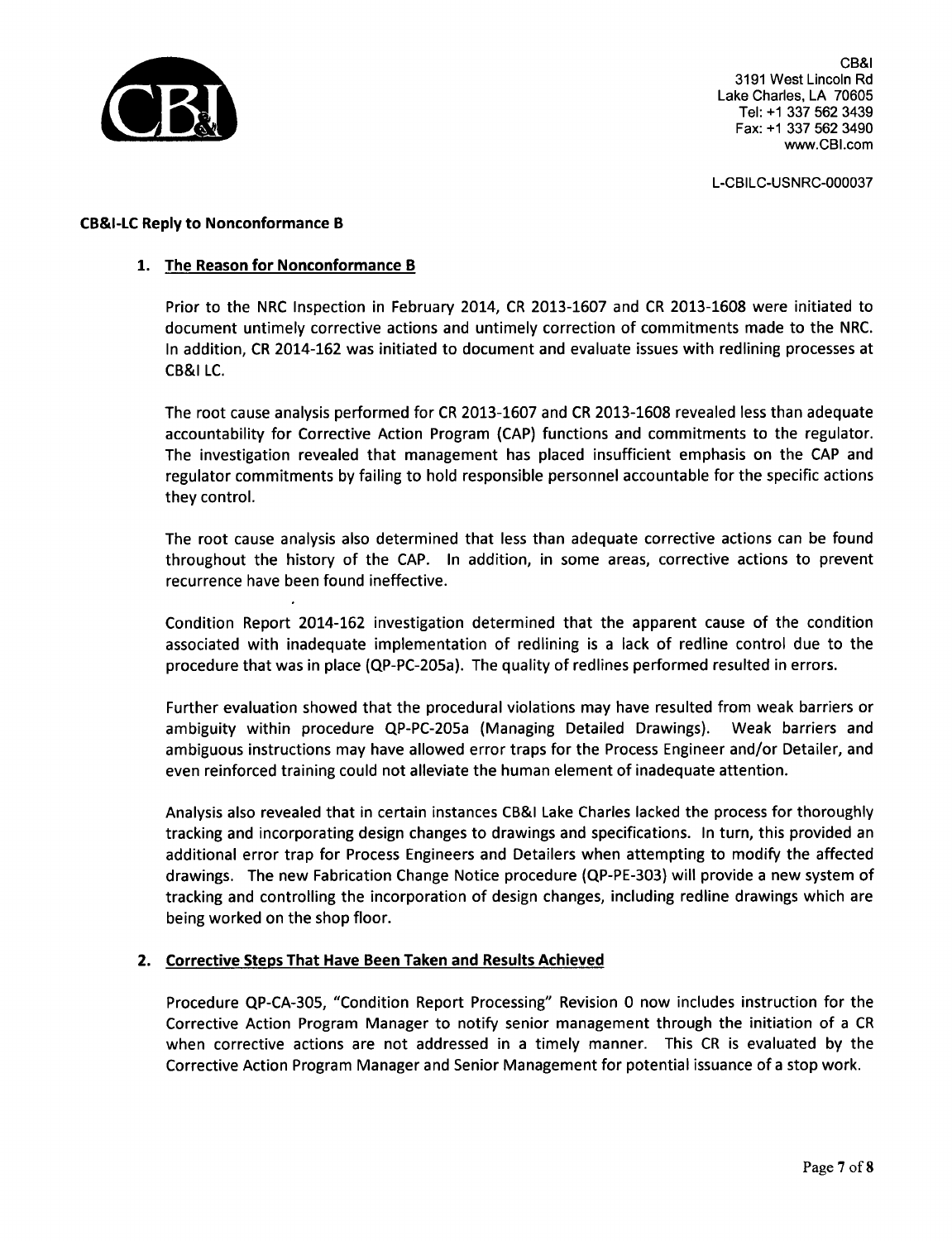CB&I
3191 West Lincoln Rd
Lake Charles, LA 70605
Tel: +1 337 562 3439
Fax: +1 337 562 3490
www.CBI.com

L-CBILC-USNRC-000037

**CB&I-LC Reply to Nonconformance B**

1. **The Reason for Nonconformance B**

   Prior to the NRC Inspection in February 2014, CR 2013-1607 and CR 2013-1608 were initiated to document untimely corrective actions and untimely correction of commitments made to the NRC. In addition, CR 2014-162 was initiated to document and evaluate issues with redlining processes at CB&I LC.

   The root cause analysis performed for CR 2013-1607 and CR 2013-1608 revealed less than adequate accountability for Corrective Action Program (CAP) functions and commitments to the regulator. The investigation revealed that management has placed insufficient emphasis on the CAP and regulator commitments by failing to hold responsible personnel accountable for the specific actions they control.

   The root cause analysis also determined that less than adequate corrective actions can be found throughout the history of the CAP. In addition, in some areas, corrective actions to prevent recurrence have been found ineffective.

   Condition Report 2014-162 investigation determined that the apparent cause of the condition associated with inadequate implementation of redlining is a lack of redline control due to the procedure that was in place (QP-PC-205a). The quality of redlines performed resulted in errors.

   Further evaluation showed that the procedural violations may have resulted from weak barriers or ambiguity within procedure QP-PC-205a (Managing Detailed Drawings). Weak barriers and ambiguous instructions may have allowed error traps for the Process Engineer and/or Detailer, and even reinforced training could not alleviate the human element of inadequate attention.

   Analysis also revealed that in certain instances CB&I Lake Charles lacked the process for thoroughly tracking and incorporating design changes to drawings and specifications. In turn, this provided an additional error trap for Process Engineers and Detailers when attempting to modify the affected drawings. The new Fabrication Change Notice procedure (QP-PE-303) will provide a new system of tracking and controlling the incorporation of design changes, including redline drawings which are being worked on the shop floor.

2. **Corrective Steps That Have Been Taken and Results Achieved**

   Procedure QP-CA-305, "Condition Report Processing" Revision 0 now includes instruction for the Corrective Action Program Manager to notify senior management through the initiation of a CR when corrective actions are not addressed in a timely manner. This CR is evaluated by the Corrective Action Program Manager and Senior Management for potential issuance of a stop work.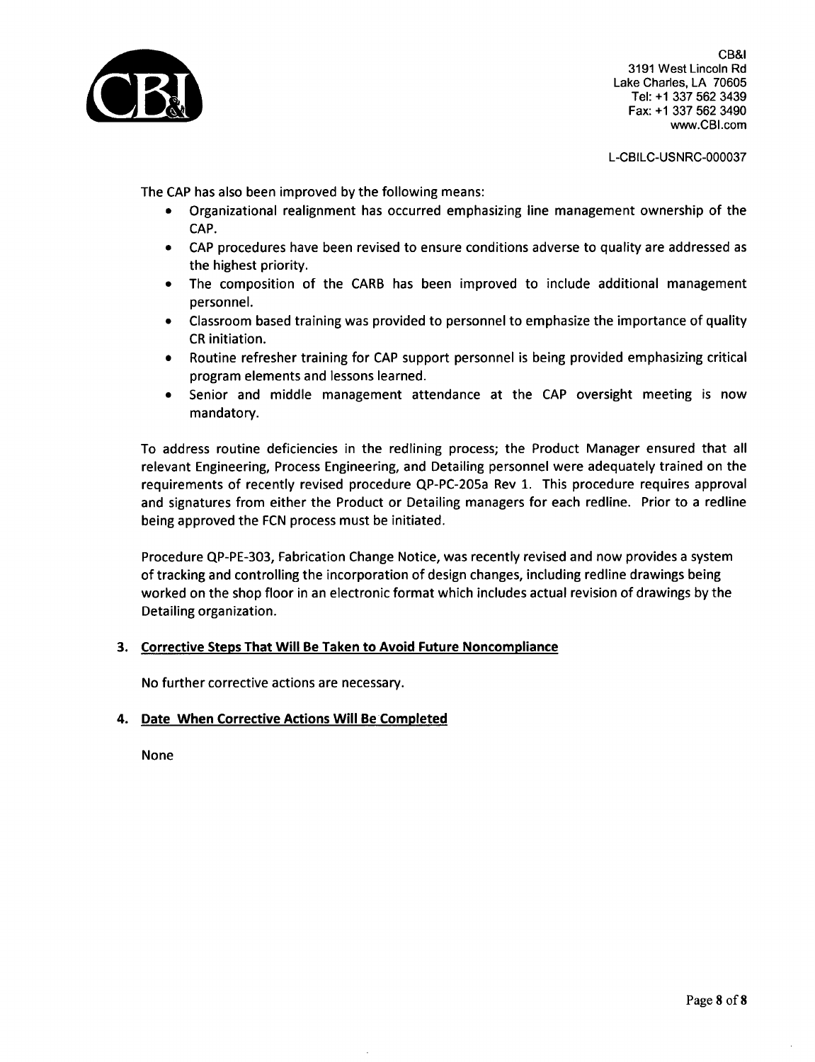The CAP has also been improved by the following means:

- Organizational realignment has occurred emphasizing line management ownership of the CAP.
- CAP procedures have been revised to ensure conditions adverse to quality are addressed as the highest priority.
- The composition of the CARB has been improved to include additional management personnel.
- Classroom based training was provided to personnel to emphasize the importance of quality CR initiation.
- Routine refresher training for CAP support personnel is being provided emphasizing critical program elements and lessons learned.
- Senior and middle management attendance at the CAP oversight meeting is now mandatory.

To address routine deficiencies in the redlining process; the Product Manager ensured that all relevant Engineering, Process Engineering, and Detailing personnel were adequately trained on the requirements of recently revised procedure QP-PC-205a Rev 1. This procedure requires approval and signatures from either the Product or Detailing managers for each redline. Prior to a redline being approved the FCN process must be initiated.

Procedure QP-PE-303, Fabrication Change Notice, was recently revised and now provides a system of tracking and controlling the incorporation of design changes, including redline drawings being worked on the shop floor in an electronic format which includes actual revision of drawings by the Detailing organization.

## 3. Corrective Steps That Will Be Taken to Avoid Future Noncompliance

No further corrective actions are necessary.

## 4. Date When Corrective Actions Will Be Completed

None